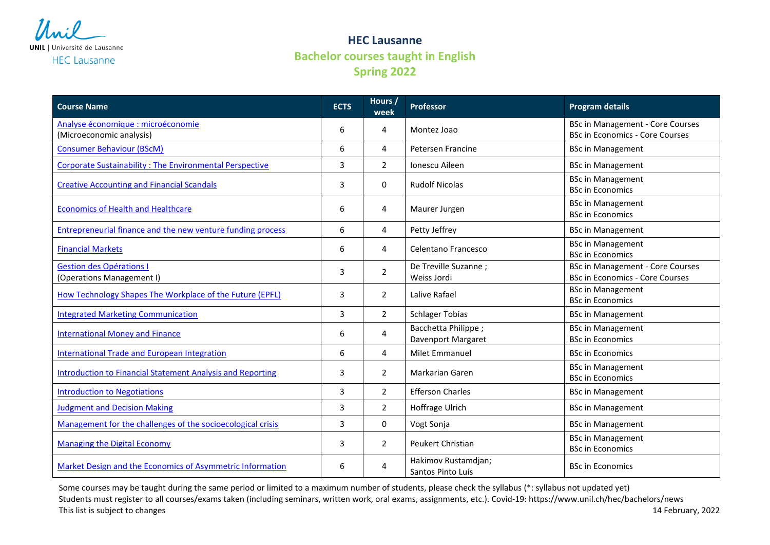Unil
UNIL | Université de Lausanne
HEC Lausanne

# HEC Lausanne

## Bachelor courses taught in English
## Spring 2022

| Course Name | ECTS | Hours / week | Professor | Program details |
|---|---|---|---|---|
| Analyse économique : microéconomie<br>(Microeconomic analysis) | 6 | 4 | Montez Joao | BSc in Management - Core Courses<br>BSc in Economics - Core Courses |
| Consumer Behaviour (BScM) | 6 | 4 | Petersen Francine | BSc in Management |
| Corporate Sustainability : The Environmental Perspective | 3 | 2 | Ionescu Aileen | BSc in Management |
| Creative Accounting and Financial Scandals | 3 | 0 | Rudolf Nicolas | BSc in Management<br>BSc in Economics |
| Economics of Health and Healthcare | 6 | 4 | Maurer Jurgen | BSc in Management<br>BSc in Economics |
| Entrepreneurial finance and the new venture funding process | 6 | 4 | Petty Jeffrey | BSc in Management |
| Financial Markets | 6 | 4 | Celentano Francesco | BSc in Management<br>BSc in Economics |
| Gestion des Opérations I<br>(Operations Management I) | 3 | 2 | De Treville Suzanne ;<br>Weiss Jordi | BSc in Management - Core Courses<br>BSc in Economics - Core Courses |
| How Technology Shapes The Workplace of the Future (EPFL) | 3 | 2 | Lalive Rafael | BSc in Management<br>BSc in Economics |
| Integrated Marketing Communication | 3 | 2 | Schlager Tobias | BSc in Management |
| International Money and Finance | 6 | 4 | Bacchetta Philippe ;<br>Davenport Margaret | BSc in Management<br>BSc in Economics |
| International Trade and European Integration | 6 | 4 | Milet Emmanuel | BSc in Economics |
| Introduction to Financial Statement Analysis and Reporting | 3 | 2 | Markarian Garen | BSc in Management<br>BSc in Economics |
| Introduction to Negotiations | 3 | 2 | Efferson Charles | BSc in Management |
| Judgment and Decision Making | 3 | 2 | Hoffrage Ulrich | BSc in Management |
| Management for the challenges of the socioecological crisis | 3 | 0 | Vogt Sonja | BSc in Management |
| Managing the Digital Economy | 3 | 2 | Peukert Christian | BSc in Management<br>BSc in Economics |
| Market Design and the Economics of Asymmetric Information | 6 | 4 | Hakimov Rustamdjan;<br>Santos Pinto Luís | BSc in Economics |

Some courses may be taught during the same period or limited to a maximum number of students, please check the syllabus (*: syllabus not updated yet)
Students must register to all courses/exams taken (including seminars, written work, oral exams, assignments, etc.). Covid-19: https://www.unil.ch/hec/bachelors/news
This list is subject to changes

14 February, 2022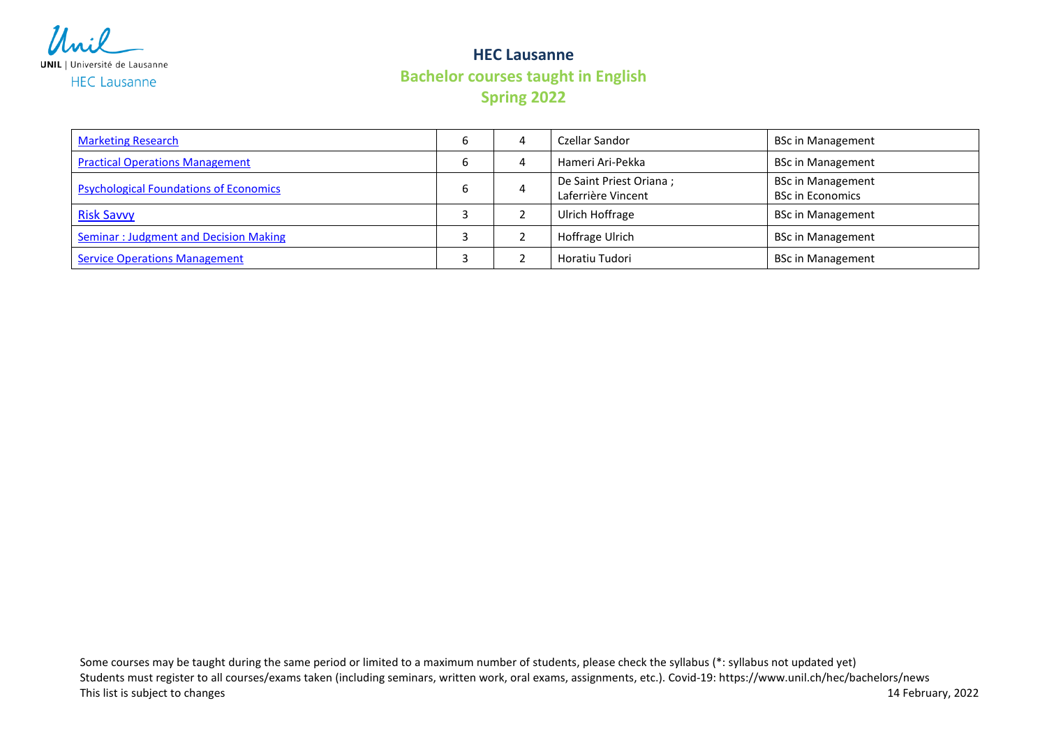# HEC Lausanne

## Bachelor courses taught in English

## Spring 2022

| | | | | |
|---|---|---|---|---|
| Marketing Research | 6 | 4 | Czellar Sandor | BSc in Management |
| Practical Operations Management | 6 | 4 | Hameri Ari-Pekka | BSc in Management |
| Psychological Foundations of Economics | 6 | 4 | De Saint Priest Oriana ; Laferrière Vincent | BSc in Management BSc in Economics |
| Risk Savvy | 3 | 2 | Ulrich Hoffrage | BSc in Management |
| Seminar : Judgment and Decision Making | 3 | 2 | Hoffrage Ulrich | BSc in Management |
| Service Operations Management | 3 | 2 | Horatiu Tudori | BSc in Management |

Some courses may be taught during the same period or limited to a maximum number of students, please check the syllabus (*: syllabus not updated yet)
Students must register to all courses/exams taken (including seminars, written work, oral exams, assignments, etc.). Covid-19: https://www.unil.ch/hec/bachelors/news
This list is subject to changes

14 February, 2022